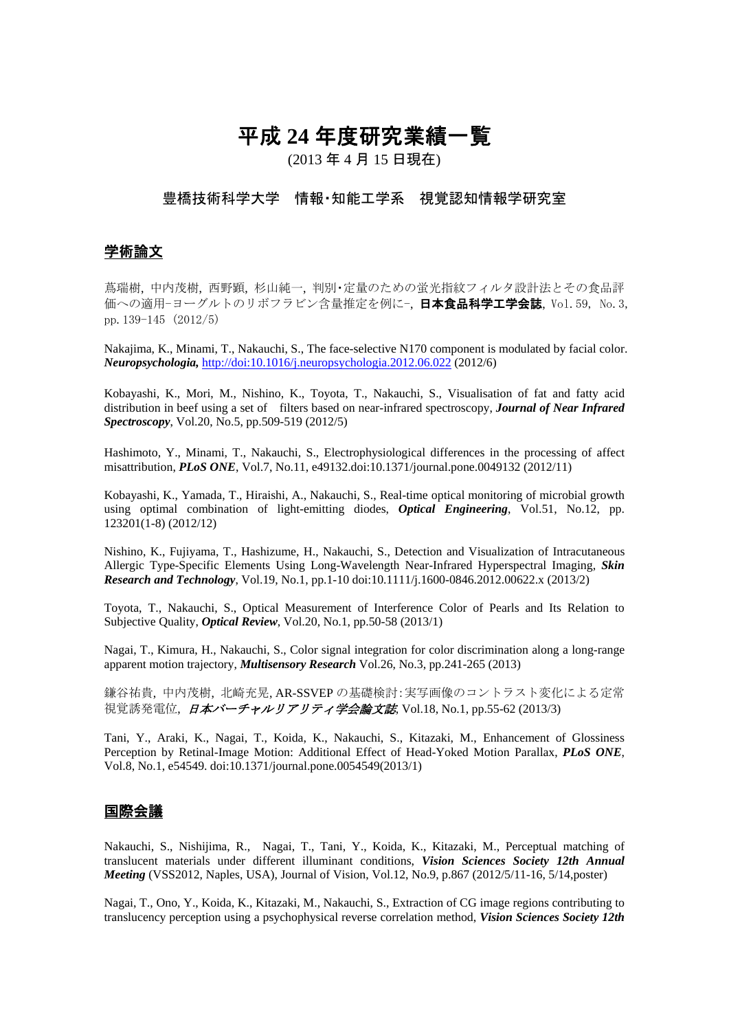# 平成 24 年度研究業績一覧

(2013 年 4 月 15 日現在)

## 豊橋技術科学大学　情報・知能工学系　視覚認知情報学研究室

### 学術論文

蔦瑞樹，中内茂樹，西野顕，杉山純一，判別・定量のための蛍光指紋フィルタ設計法とその食品評価への適用-ヨーグルトのリボフラビン含量推定を例に-，**日本食品科学工学会誌**，Vol.59，No.3，pp.139-145（2012/5）

Nakajima, K., Minami, T., Nakauchi, S., The face-selective N170 component is modulated by facial color. ***Neuropsychologia,*** http://doi:10.1016/j.neuropsychologia.2012.06.022 (2012/6)

Kobayashi, K., Mori, M., Nishino, K., Toyota, T., Nakauchi, S., Visualisation of fat and fatty acid distribution in beef using a set of filters based on near-infrared spectroscopy, ***Journal of Near Infrared Spectroscopy***, Vol.20, No.5, pp.509-519 (2012/5)

Hashimoto, Y., Minami, T., Nakauchi, S., Electrophysiological differences in the processing of affect misattribution, ***PLoS ONE***, Vol.7, No.11, e49132.doi:10.1371/journal.pone.0049132 (2012/11)

Kobayashi, K., Yamada, T., Hiraishi, A., Nakauchi, S., Real-time optical monitoring of microbial growth using optimal combination of light-emitting diodes, ***Optical Engineering***, Vol.51, No.12, pp. 123201(1-8) (2012/12)

Nishino, K., Fujiyama, T., Hashizume, H., Nakauchi, S., Detection and Visualization of Intracutaneous Allergic Type-Specific Elements Using Long-Wavelength Near-Infrared Hyperspectral Imaging, ***Skin Research and Technology***, Vol.19, No.1, pp.1-10 doi:10.1111/j.1600-0846.2012.00622.x (2013/2)

Toyota, T., Nakauchi, S., Optical Measurement of Interference Color of Pearls and Its Relation to Subjective Quality, ***Optical Review***, Vol.20, No.1, pp.50-58 (2013/1)

Nagai, T., Kimura, H., Nakauchi, S., Color signal integration for color discrimination along a long-range apparent motion trajectory, ***Multisensory Research*** Vol.26, No.3, pp.241-265 (2013)

鎌谷祐貴，中内茂樹，北崎充晃, AR-SSVEP の基礎検討:実写画像のコントラスト変化による定常視覚誘発電位，***日本バーチャルリアリティ学会論文誌***, Vol.18, No.1, pp.55-62 (2013/3)

Tani, Y., Araki, K., Nagai, T., Koida, K., Nakauchi, S., Kitazaki, M., Enhancement of Glossiness Perception by Retinal-Image Motion: Additional Effect of Head-Yoked Motion Parallax, ***PLoS ONE***, Vol.8, No.1, e54549. doi:10.1371/journal.pone.0054549(2013/1)

### 国際会議

Nakauchi, S., Nishijima, R., Nagai, T., Tani, Y., Koida, K., Kitazaki, M., Perceptual matching of translucent materials under different illuminant conditions, ***Vision Sciences Society 12th Annual Meeting*** (VSS2012, Naples, USA), Journal of Vision, Vol.12, No.9, p.867 (2012/5/11-16, 5/14,poster)

Nagai, T., Ono, Y., Koida, K., Kitazaki, M., Nakauchi, S., Extraction of CG image regions contributing to translucency perception using a psychophysical reverse correlation method, ***Vision Sciences Society 12th***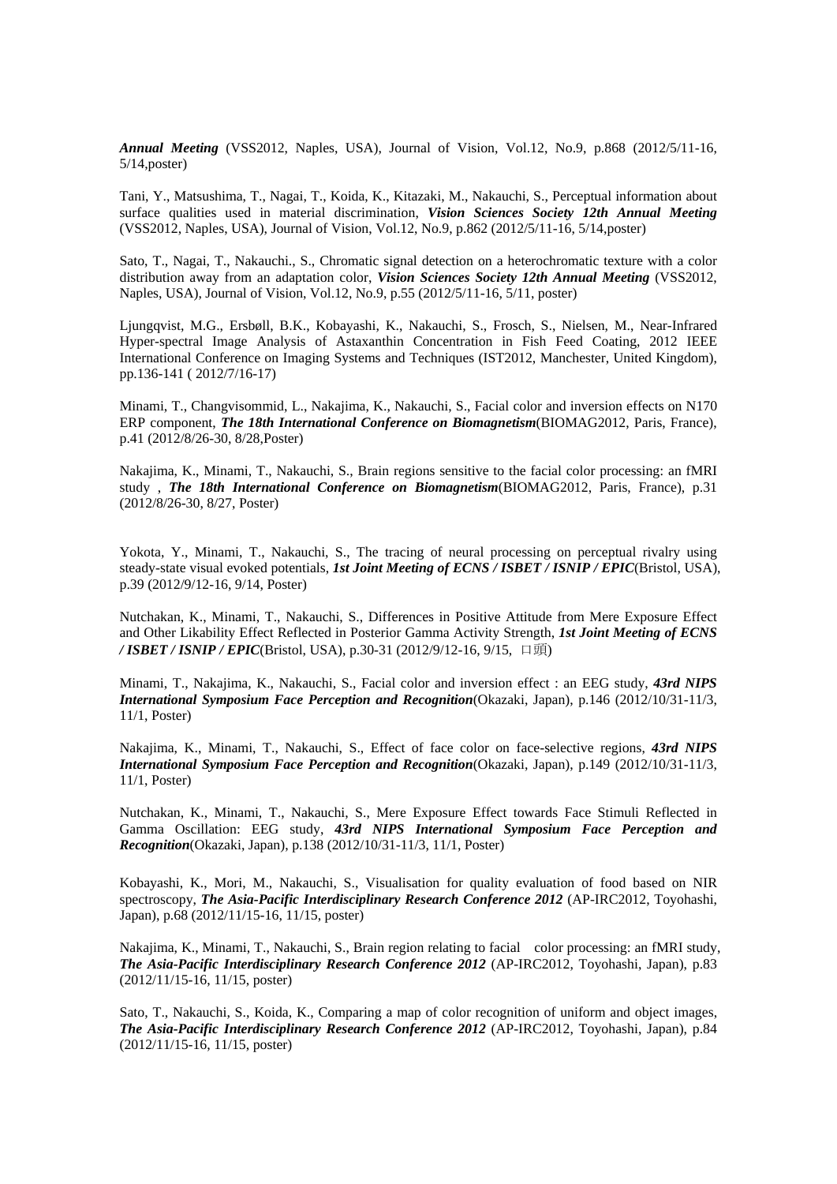***Annual Meeting*** (VSS2012, Naples, USA), Journal of Vision, Vol.12, No.9, p.868 (2012/5/11-16, 5/14,poster)

Tani, Y., Matsushima, T., Nagai, T., Koida, K., Kitazaki, M., Nakauchi, S., Perceptual information about surface qualities used in material discrimination, ***Vision Sciences Society 12th Annual Meeting*** (VSS2012, Naples, USA), Journal of Vision, Vol.12, No.9, p.862 (2012/5/11-16, 5/14,poster)

Sato, T., Nagai, T., Nakauchi., S., Chromatic signal detection on a heterochromatic texture with a color distribution away from an adaptation color, ***Vision Sciences Society 12th Annual Meeting*** (VSS2012, Naples, USA), Journal of Vision, Vol.12, No.9, p.55 (2012/5/11-16, 5/11, poster)

Ljungqvist, M.G., Ersbøll, B.K., Kobayashi, K., Nakauchi, S., Frosch, S., Nielsen, M., Near-Infrared Hyper-spectral Image Analysis of Astaxanthin Concentration in Fish Feed Coating, 2012 IEEE International Conference on Imaging Systems and Techniques (IST2012, Manchester, United Kingdom), pp.136-141 ( 2012/7/16-17)

Minami, T., Changvisommid, L., Nakajima, K., Nakauchi, S., Facial color and inversion effects on N170 ERP component, ***The 18th International Conference on Biomagnetism***(BIOMAG2012, Paris, France), p.41 (2012/8/26-30, 8/28,Poster)

Nakajima, K., Minami, T., Nakauchi, S., Brain regions sensitive to the facial color processing: an fMRI study , ***The 18th International Conference on Biomagnetism***(BIOMAG2012, Paris, France), p.31 (2012/8/26-30, 8/27, Poster)

Yokota, Y., Minami, T., Nakauchi, S., The tracing of neural processing on perceptual rivalry using steady-state visual evoked potentials, ***1st Joint Meeting of ECNS / ISBET / ISNIP / EPIC***(Bristol, USA), p.39 (2012/9/12-16, 9/14, Poster)

Nutchakan, K., Minami, T., Nakauchi, S., Differences in Positive Attitude from Mere Exposure Effect and Other Likability Effect Reflected in Posterior Gamma Activity Strength, ***1st Joint Meeting of ECNS / ISBET / ISNIP / EPIC***(Bristol, USA), p.30-31 (2012/9/12-16, 9/15, 口頭)

Minami, T., Nakajima, K., Nakauchi, S., Facial color and inversion effect : an EEG study, ***43rd NIPS International Symposium Face Perception and Recognition***(Okazaki, Japan), p.146 (2012/10/31-11/3, 11/1, Poster)

Nakajima, K., Minami, T., Nakauchi, S., Effect of face color on face-selective regions, ***43rd NIPS International Symposium Face Perception and Recognition***(Okazaki, Japan), p.149 (2012/10/31-11/3, 11/1, Poster)

Nutchakan, K., Minami, T., Nakauchi, S., Mere Exposure Effect towards Face Stimuli Reflected in Gamma Oscillation: EEG study, ***43rd NIPS International Symposium Face Perception and Recognition***(Okazaki, Japan), p.138 (2012/10/31-11/3, 11/1, Poster)

Kobayashi, K., Mori, M., Nakauchi, S., Visualisation for quality evaluation of food based on NIR spectroscopy, ***The Asia-Pacific Interdisciplinary Research Conference 2012*** (AP-IRC2012, Toyohashi, Japan), p.68 (2012/11/15-16, 11/15, poster)

Nakajima, K., Minami, T., Nakauchi, S., Brain region relating to facial　color processing: an fMRI study, ***The Asia-Pacific Interdisciplinary Research Conference 2012*** (AP-IRC2012, Toyohashi, Japan), p.83 (2012/11/15-16, 11/15, poster)

Sato, T., Nakauchi, S., Koida, K., Comparing a map of color recognition of uniform and object images, ***The Asia-Pacific Interdisciplinary Research Conference 2012*** (AP-IRC2012, Toyohashi, Japan), p.84 (2012/11/15-16, 11/15, poster)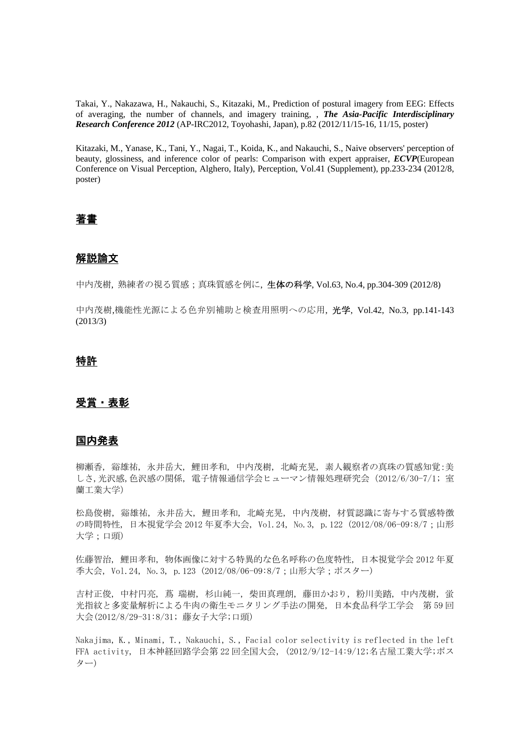Takai, Y., Nakazawa, H., Nakauchi, S., Kitazaki, M., Prediction of postural imagery from EEG: Effects of averaging, the number of channels, and imagery training, , ***The Asia-Pacific Interdisciplinary Research Conference 2012*** (AP-IRC2012, Toyohashi, Japan), p.82 (2012/11/15-16, 11/15, poster)

Kitazaki, M., Yanase, K., Tani, Y., Nagai, T., Koida, K., and Nakauchi, S., Naive observers' perception of beauty, glossiness, and inference color of pearls: Comparison with expert appraiser, ***ECVP***(European Conference on Visual Perception, Alghero, Italy), Perception, Vol.41 (Supplement), pp.233-234 (2012/8, poster)

## 著書

## 解説論文

中内茂樹, 熟練者の視る質感；真珠質感を例に, **生体の科学**, Vol.63, No.4, pp.304-309 (2012/8)

中内茂樹,機能性光源による色弁別補助と検査用照明への応用, **光学**, Vol.42, No.3, pp.141-143 (2013/3)

## 特許

## 受賞・表彰

## 国内発表

柳瀬香, 谿雄祐, 永井岳大, 鯉田孝和, 中内茂樹, 北崎充晃, 素人観察者の真珠の質感知覚:美しさ,光沢感,色沢感の関係, 電子情報通信学会ヒューマン情報処理研究会 (2012/6/30-7/1; 室蘭工業大学)

松島俊樹, 谿雄祐, 永井岳大, 鯉田孝和, 北崎充晃, 中内茂樹, 材質認識に寄与する質感特徴の時間特性, 日本視覚学会 2012 年夏季大会, Vol.24, No.3, p.122 (2012/08/06-09:8/7；山形大学；口頭)

佐藤智治, 鯉田孝和, 物体画像に対する特異的な色名呼称の色度特性, 日本視覚学会 2012 年夏季大会, Vol.24, No.3, p.123 (2012/08/06-09:8/7；山形大学；ポスター)

吉村正俊, 中村円亮, 蔦 瑞樹, 杉山純一, 柴田真理朗, 藤田かおり, 粉川美踏, 中内茂樹, 蛍光指紋と多変量解析による牛肉の衛生モニタリング手法の開発, 日本食品科学工学会 第 59 回大会(2012/8/29-31:8/31; 藤女子大学;口頭)

Nakajima, K., Minami, T., Nakauchi, S., Facial color selectivity is reflected in the left FFA activity, 日本神経回路学会第 22 回全国大会, (2012/9/12-14:9/12;名古屋工業大学;ポスター)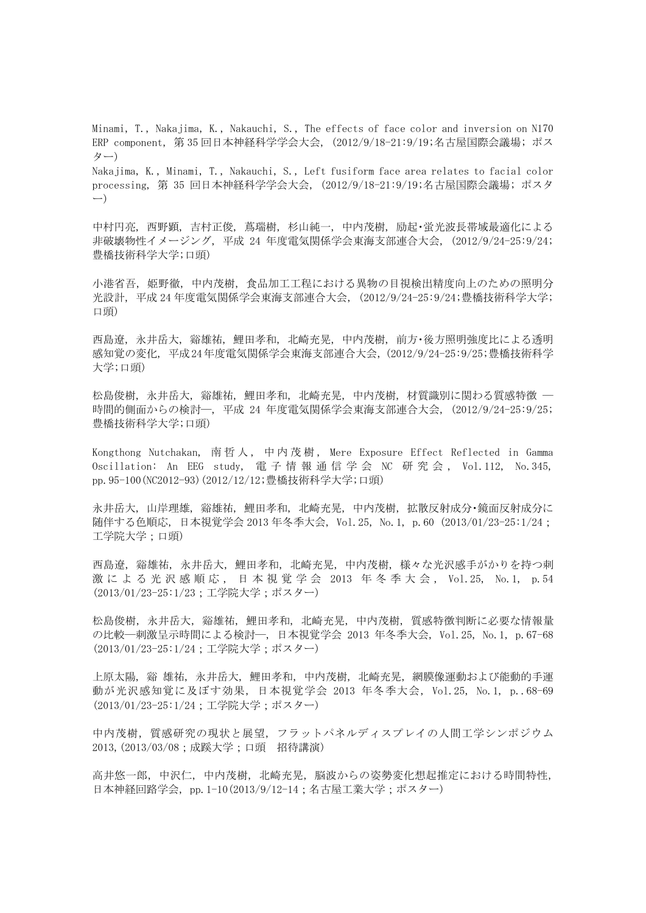Minami, T., Nakajima, K., Nakauchi, S., The effects of face color and inversion on N170 ERP component, 第35回日本神経科学学会大会, (2012/9/18-21:9/19;名古屋国際会議場; ポスター)

Nakajima, K., Minami, T., Nakauchi, S., Left fusiform face area relates to facial color processing, 第 35 回日本神経科学学会大会, (2012/9/18-21:9/19;名古屋国際会議場; ポスター)

中村円亮, 西野顕, 吉村正俊, 蔦瑞樹, 杉山純一, 中内茂樹, 励起･蛍光波長帯域最適化による非破壊物性イメージング, 平成 24 年度電気関係学会東海支部連合大会, (2012/9/24-25:9/24;豊橋技術科学大学;口頭)

小港省吾, 姫野徹, 中内茂樹, 食品加工工程における異物の目視検出精度向上のための照明分光設計, 平成24年度電気関係学会東海支部連合大会, (2012/9/24-25:9/24;豊橋技術科学大学;口頭)

西島遼, 永井岳大, 谿雄祐, 鯉田孝和, 北崎充晃, 中内茂樹, 前方･後方照明強度比による透明感知覚の変化, 平成24年度電気関係学会東海支部連合大会, (2012/9/24-25:9/25;豊橋技術科学大学;口頭)

松島俊樹, 永井岳大, 谿雄祐, 鯉田孝和, 北崎充晃, 中内茂樹, 材質識別に関わる質感特徴 ―時間的側面からの検討―, 平成 24 年度電気関係学会東海支部連合大会, (2012/9/24-25:9/25;豊橋技術科学大学;口頭)

Kongthong Nutchakan, 南哲人, 中内茂樹, Mere Exposure Effect Reflected in Gamma Oscillation: An EEG study, 電子情報通信学会 NC 研究会, Vol.112, No.345, pp.95-100(NC2012-93)(2012/12/12;豊橋技術科学大学;口頭)

永井岳大, 山岸理雄, 谿雄祐, 鯉田孝和, 北崎充晃, 中内茂樹, 拡散反射成分･鏡面反射成分に随伴する色順応, 日本視覚学会 2013 年冬季大会, Vol.25, No.1, p.60 (2013/01/23-25:1/24；工学院大学；口頭)

西島遼, 谿雄祐, 永井岳大, 鯉田孝和, 北崎充晃, 中内茂樹, 様々な光沢感手がかりを持つ刺激による光沢感順応, 日本視覚学会 2013 年冬季大会, Vol.25, No.1, p.54 (2013/01/23-25:1/23；工学院大学；ポスター)

松島俊樹, 永井岳大, 谿雄祐, 鯉田孝和, 北崎充晃, 中内茂樹, 質感特徴判断に必要な情報量の比較―刺激呈示時間による検討―, 日本視覚学会 2013 年冬季大会, Vol.25, No.1, p.67-68 (2013/01/23-25:1/24；工学院大学；ポスター)

上原太陽, 谿 雄祐, 永井岳大, 鯉田孝和, 中内茂樹, 北崎充晃, 網膜像運動および能動的手運動が光沢感知覚に及ぼす効果, 日本視覚学会 2013 年冬季大会, Vol.25, No.1, p..68-69 (2013/01/23-25:1/24；工学院大学；ポスター)

中内茂樹, 質感研究の現状と展望, フラットパネルディスプレイの人間工学シンポジウム2013,(2013/03/08；成蹊大学；口頭　招待講演)

高井悠一郎, 中沢仁, 中内茂樹, 北崎充晃, 脳波からの姿勢変化想起推定における時間特性, 日本神経回路学会, pp.1-10(2013/9/12-14；名古屋工業大学；ポスター)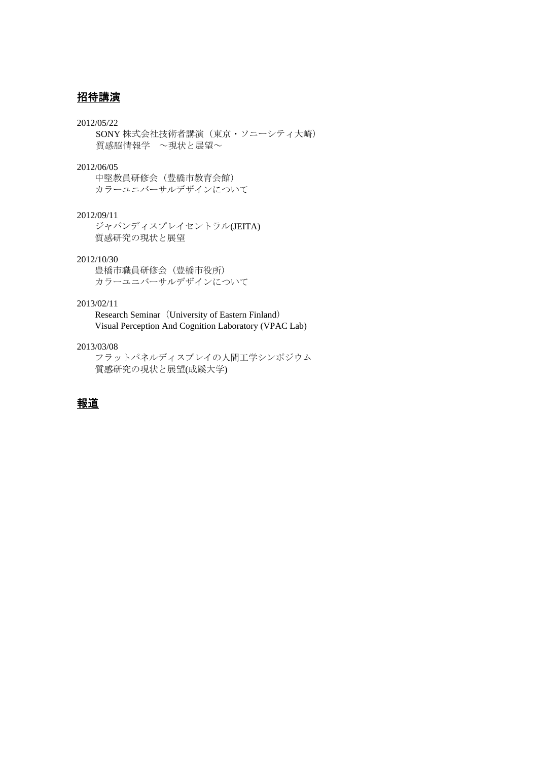## 招待講演

2012/05/22

SONY 株式会社技術者講演（東京・ソニーシティ大崎）
質感脳情報学　〜現状と展望〜

2012/06/05

中堅教員研修会（豊橋市教育会館）
カラーユニバーサルデザインについて

2012/09/11

ジャパンディスプレイセントラル(JEITA)
質感研究の現状と展望

2012/10/30

豊橋市職員研修会（豊橋市役所）
カラーユニバーサルデザインについて

2013/02/11

Research Seminar（University of Eastern Finland）
Visual Perception And Cognition Laboratory (VPAC Lab)

2013/03/08

フラットパネルディスプレイの人間工学シンポジウム
質感研究の現状と展望(成蹊大学)

## 報道